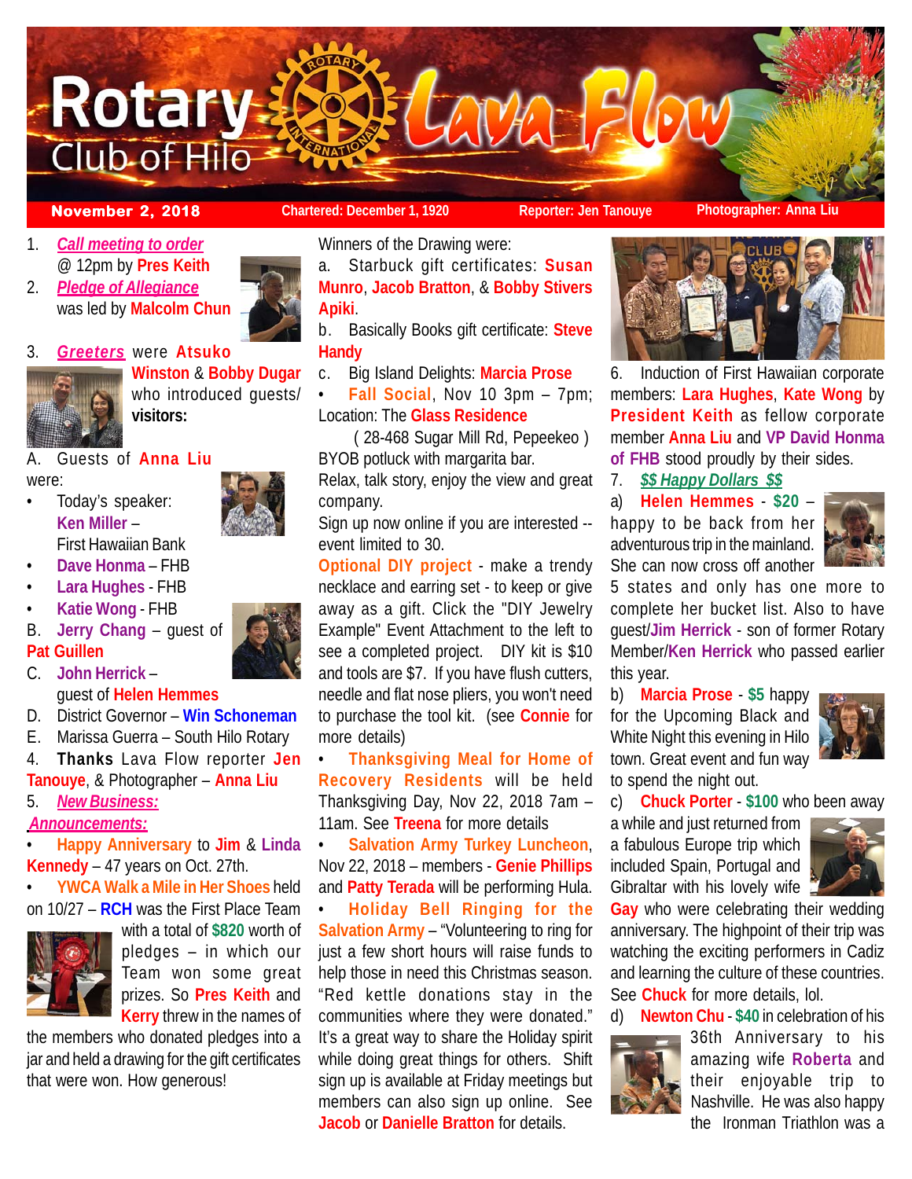# Rotary Club of Hilo Lava Flow

**November 2, 2018** | Chartered: December 1, 1920 | Reporter: Jen Tanouye | Photographer: Anna Liu

1. *Call meeting to order* @ 12pm by **Pres Keith**
2. *Pledge of Allegiance* was led by **Malcolm Chun**
3. *Greeters* were **Atsuko Winston** & **Bobby Dugar** who introduced guests/ **visitors:**

A. Guests of **Anna Liu** were:

- Today's speaker: **Ken Miller** – First Hawaiian Bank
- **Dave Honma** – FHB
- **Lara Hughes** - FHB
- **Katie Wong** - FHB

B. **Jerry Chang** – guest of **Pat Guillen**

C. **John Herrick** – guest of **Helen Hemmes**

D. District Governor – **Win Schoneman**

E. Marissa Guerra – South Hilo Rotary

4. **Thanks** Lava Flow reporter **Jen Tanouye**, & Photographer – **Anna Liu**

5. *New Business:*

*Announcements:*

- **Happy Anniversary** to **Jim** & **Linda Kennedy** – 47 years on Oct. 27th.
- **YWCA Walk a Mile in Her Shoes** held on 10/27 – **RCH** was the First Place Team with a total of **$820** worth of pledges – in which our Team won some great prizes. So **Pres Keith** and **Kerry** threw in the names of the members who donated pledges into a jar and held a drawing for the gift certificates that were won. How generous!

Winners of the Drawing were:

a. Starbuck gift certificates: **Susan Munro**, **Jacob Bratton**, & **Bobby Stivers Apiki**.

b. Basically Books gift certificate: **Steve Handy**

c. Big Island Delights: **Marcia Prose**

- **Fall Social**, Nov 10 3pm – 7pm; Location: The **Glass Residence** ( 28-468 Sugar Mill Rd, Pepeekeo ) BYOB potluck with margarita bar. Relax, talk story, enjoy the view and great company. Sign up now online if you are interested -- event limited to 30.

**Optional DIY project** - make a trendy necklace and earring set - to keep or give away as a gift. Click the "DIY Jewelry Example" Event Attachment to the left to see a completed project. DIY kit is $10 and tools are $7. If you have flush cutters, needle and flat nose pliers, you won't need to purchase the tool kit. (see **Connie** for more details)

- **Thanksgiving Meal for Home of Recovery Residents** will be held Thanksgiving Day, Nov 22, 2018 7am – 11am. See **Treena** for more details
- **Salvation Army Turkey Luncheon**, Nov 22, 2018 – members - **Genie Phillips** and **Patty Terada** will be performing Hula.
- **Holiday Bell Ringing for the Salvation Army** – "Volunteering to ring for just a few short hours will raise funds to help those in need this Christmas season. "Red kettle donations stay in the communities where they were donated." It's a great way to share the Holiday spirit while doing great things for others. Shift sign up is available at Friday meetings but members can also sign up online. See **Jacob** or **Danielle Bratton** for details.

6. Induction of First Hawaiian corporate members: **Lara Hughes**, **Kate Wong** by **President Keith** as fellow corporate member **Anna Liu** and **VP David Honma of FHB** stood proudly by their sides.

7. *$$ Happy Dollars $$*

a) **Helen Hemmes** - **$20** – happy to be back from her adventurous trip in the mainland. She can now cross off another 5 states and only has one more to complete her bucket list. Also to have guest/**Jim Herrick** - son of former Rotary Member/**Ken Herrick** who passed earlier this year.

b) **Marcia Prose** - **$5** happy for the Upcoming Black and White Night this evening in Hilo town. Great event and fun way to spend the night out.

c) **Chuck Porter** - **$100** who been away a while and just returned from a fabulous Europe trip which included Spain, Portugal and Gibraltar with his lovely wife **Gay** who were celebrating their wedding anniversary. The highpoint of their trip was watching the exciting performers in Cadiz and learning the culture of these countries. See **Chuck** for more details, lol.

d) **Newton Chu** - **$40** in celebration of his 36th Anniversary to his amazing wife **Roberta** and their enjoyable trip to Nashville. He was also happy the Ironman Triathlon was a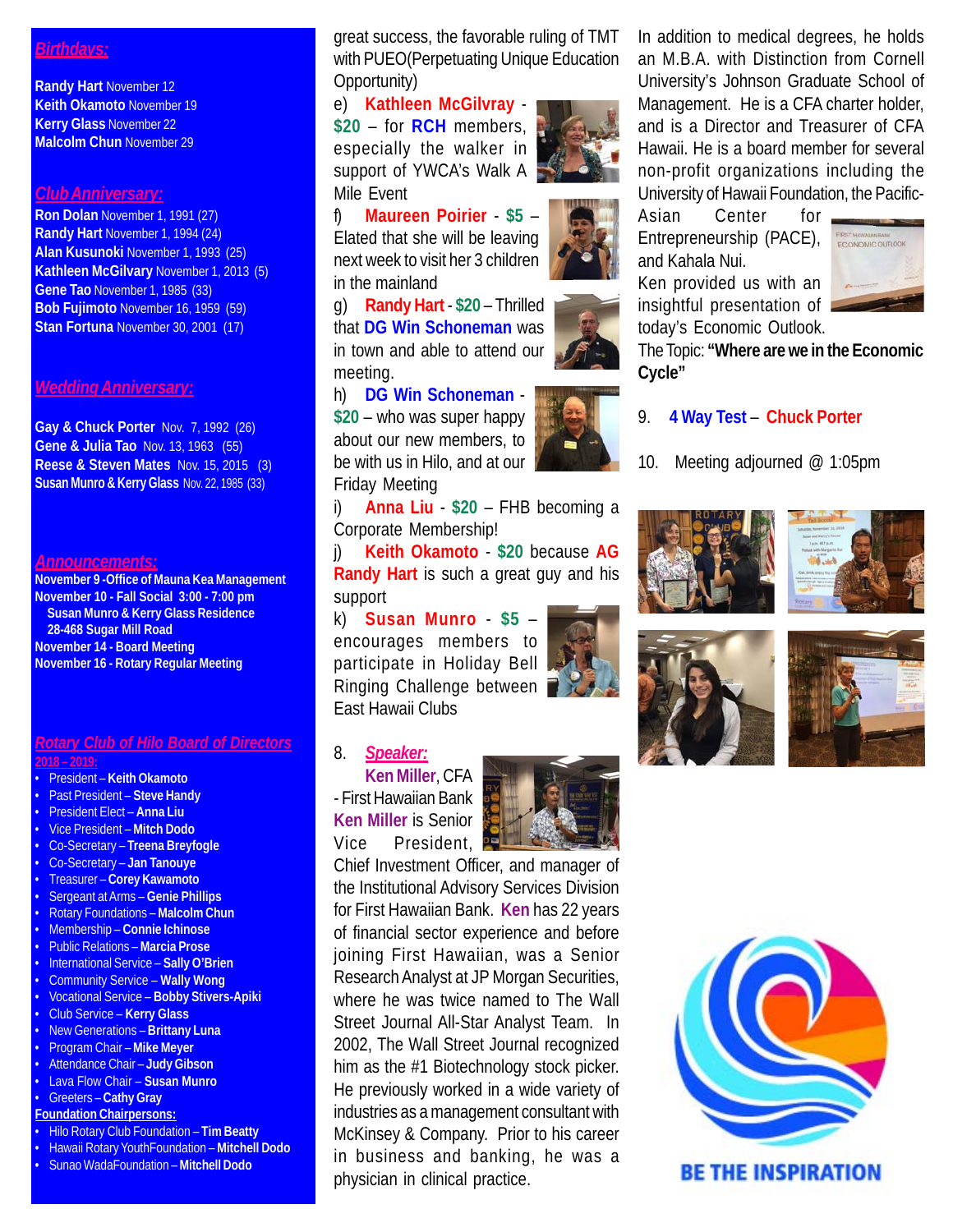## Birthdays:

**Randy Hart** November 12
**Keith Okamoto** November 19
**Kerry Glass** November 22
**Malcolm Chun** November 29

## Club Anniversary:

**Ron Dolan** November 1, 1991 (27)
**Randy Hart** November 1, 1994 (24)
**Alan Kusunoki** November 1, 1993 (25)
**Kathleen McGilvary** November 1, 2013 (5)
**Gene Tao** November 1, 1985 (33)
**Bob Fujimoto** November 16, 1959 (59)
**Stan Fortuna** November 30, 2001 (17)

## Wedding Anniversary:

**Gay & Chuck Porter** Nov. 7, 1992 (26)
**Gene & Julia Tao** Nov. 13, 1963 (55)
**Reese & Steven Mates** Nov. 15, 2015 (3)
**Susan Munro & Kerry Glass** Nov. 22, 1985 (33)

## Announcements:

**November 9 -Office of Mauna Kea Management**
**November 10 - Fall Social 3:00 - 7:00 pm**
**Susan Munro & Kerry Glass Residence**
**28-468 Sugar Mill Road**
**November 14 - Board Meeting**
**November 16 - Rotary Regular Meeting**

## Rotary Club of Hilo Board of Directors 2018 – 2019:

- President – **Keith Okamoto**
- Past President – **Steve Handy**
- President Elect – **Anna Liu**
- Vice President – **Mitch Dodo**
- Co-Secretary – **Treena Breyfogle**
- Co-Secretary – **Jan Tanouye**
- Treasurer – **Corey Kawamoto**
- Sergeant at Arms – **Genie Phillips**
- Rotary Foundations – **Malcolm Chun**
- Membership – **Connie Ichinose**
- Public Relations – **Marcia Prose**
- International Service – **Sally O'Brien**
- Community Service – **Wally Wong**
- Vocational Service – **Bobby Stivers-Apiki**
- Club Service – **Kerry Glass**
- New Generations – **Brittany Luna**
- Program Chair – **Mike Meyer**
- Attendance Chair – **Judy Gibson**
- Lava Flow Chair – **Susan Munro**
- Greeters – **Cathy Gray**

**Foundation Chairpersons:**

- Hilo Rotary Club Foundation – **Tim Beatty**
- Hawaii Rotary YouthFoundation – **Mitchell Dodo**
- Sunao WadaFoundation – **Mitchell Dodo**

great success, the favorable ruling of TMT with PUEO(Perpetuating Unique Education Opportunity)

e) **Kathleen McGilvray** - **$20** – for **RCH** members, especially the walker in support of YWCA's Walk A Mile Event

f) **Maureen Poirier** - **$5** – Elated that she will be leaving next week to visit her 3 children in the mainland

g) **Randy Hart** - **$20** – Thrilled that **DG Win Schoneman** was in town and able to attend our meeting.

h) **DG Win Schoneman** - **$20** – who was super happy about our new members, to be with us in Hilo, and at our Friday Meeting

i) **Anna Liu** - **$20** – FHB becoming a Corporate Membership!

j) **Keith Okamoto** - **$20** because **AG Randy Hart** is such a great guy and his support

k) **Susan Munro** - **$5** – encourages members to participate in Holiday Bell Ringing Challenge between East Hawaii Clubs

8. ***Speaker:***

**Ken Miller**, CFA - First Hawaiian Bank

**Ken Miller** is Senior Vice President, Chief Investment Officer, and manager of the Institutional Advisory Services Division for First Hawaiian Bank. **Ken** has 22 years of financial sector experience and before joining First Hawaiian, was a Senior Research Analyst at JP Morgan Securities, where he was twice named to The Wall Street Journal All-Star Analyst Team. In 2002, The Wall Street Journal recognized him as the #1 Biotechnology stock picker. He previously worked in a wide variety of industries as a management consultant with McKinsey & Company. Prior to his career in business and banking, he was a physician in clinical practice.

In addition to medical degrees, he holds an M.B.A. with Distinction from Cornell University's Johnson Graduate School of Management. He is a CFA charter holder, and is a Director and Treasurer of CFA Hawaii. He is a board member for several non-profit organizations including the University of Hawaii Foundation, the Pacific-Asian Center for Entrepreneurship (PACE), and Kahala Nui.

Ken provided us with an insightful presentation of today's Economic Outlook.

The Topic: **"Where are we in the Economic Cycle"**

9. **4 Way Test** – **Chuck Porter**

10. Meeting adjourned @ 1:05pm

BE THE INSPIRATION